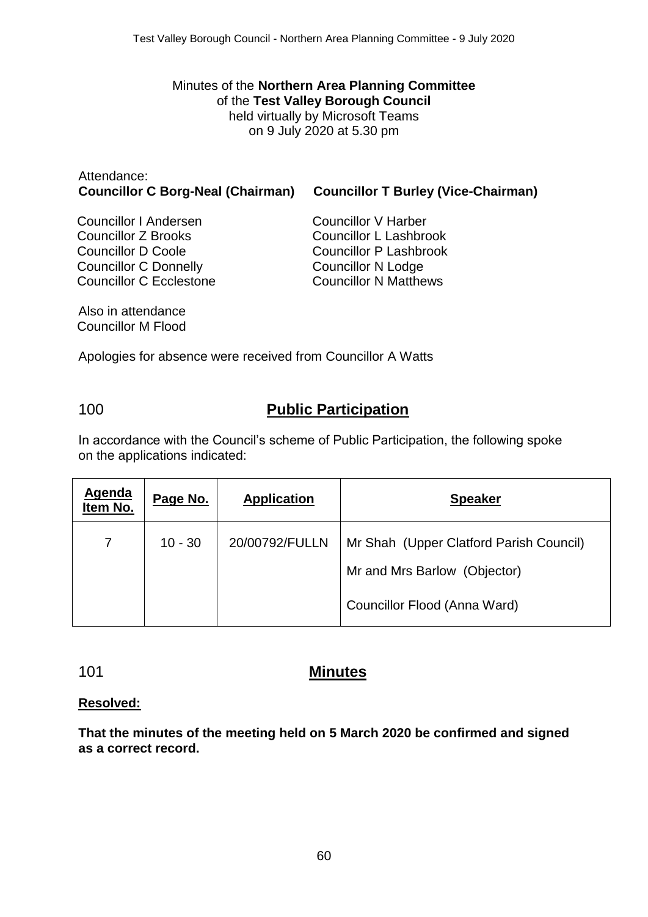Minutes of the **Northern Area Planning Committee**
of the **Test Valley Borough Council**
held virtually by Microsoft Teams
on 9 July 2020 at 5.30 pm

Attendance:
**Councillor C Borg-Neal (Chairman)** **Councillor T Burley (Vice-Chairman)**

Councillor I Andersen
Councillor Z Brooks
Councillor D Coole
Councillor C Donnelly
Councillor C Ecclestone
Councillor V Harber
Councillor L Lashbrook
Councillor P Lashbrook
Councillor N Lodge
Councillor N Matthews

Also in attendance
Councillor M Flood

Apologies for absence were received from Councillor A Watts

## 100 Public Participation

In accordance with the Council's scheme of Public Participation, the following spoke on the applications indicated:

| Agenda Item No. | Page No. | Application | Speaker |
|---|---|---|---|
| 7 | 10 - 30 | 20/00792/FULLN | Mr Shah (Upper Clatford Parish Council)<br>Mr and Mrs Barlow (Objector)<br>Councillor Flood (Anna Ward) |

## 101 Minutes

**Resolved:**

**That the minutes of the meeting held on 5 March 2020 be confirmed and signed as a correct record.**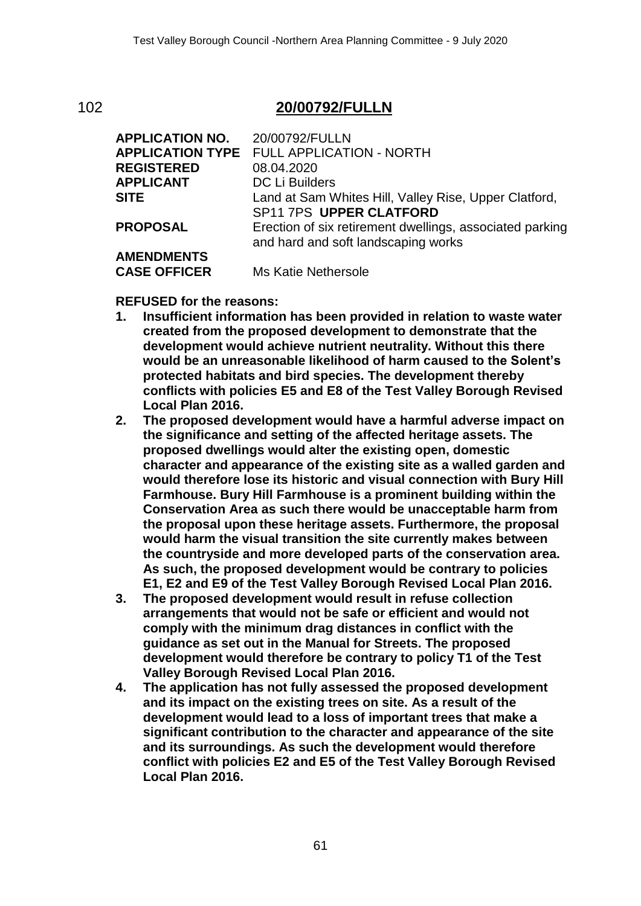## 102 20/00792/FULLN

| | |
|---|---|
| **APPLICATION NO.** | 20/00792/FULLN |
| **APPLICATION TYPE** | FULL APPLICATION - NORTH |
| **REGISTERED** | 08.04.2020 |
| **APPLICANT** | DC Li Builders |
| **SITE** | Land at Sam Whites Hill, Valley Rise, Upper Clatford, SP11 7PS **UPPER CLATFORD** |
| **PROPOSAL** | Erection of six retirement dwellings, associated parking and hard and soft landscaping works |
| **AMENDMENTS** | |
| **CASE OFFICER** | Ms Katie Nethersole |

**REFUSED for the reasons:**

1. **Insufficient information has been provided in relation to waste water created from the proposed development to demonstrate that the development would achieve nutrient neutrality. Without this there would be an unreasonable likelihood of harm caused to the Solent's protected habitats and bird species. The development thereby conflicts with policies E5 and E8 of the Test Valley Borough Revised Local Plan 2016.**
2. **The proposed development would have a harmful adverse impact on the significance and setting of the affected heritage assets. The proposed dwellings would alter the existing open, domestic character and appearance of the existing site as a walled garden and would therefore lose its historic and visual connection with Bury Hill Farmhouse. Bury Hill Farmhouse is a prominent building within the Conservation Area as such there would be unacceptable harm from the proposal upon these heritage assets. Furthermore, the proposal would harm the visual transition the site currently makes between the countryside and more developed parts of the conservation area. As such, the proposed development would be contrary to policies E1, E2 and E9 of the Test Valley Borough Revised Local Plan 2016.**
3. **The proposed development would result in refuse collection arrangements that would not be safe or efficient and would not comply with the minimum drag distances in conflict with the guidance as set out in the Manual for Streets. The proposed development would therefore be contrary to policy T1 of the Test Valley Borough Revised Local Plan 2016.**
4. **The application has not fully assessed the proposed development and its impact on the existing trees on site. As a result of the development would lead to a loss of important trees that make a significant contribution to the character and appearance of the site and its surroundings. As such the development would therefore conflict with policies E2 and E5 of the Test Valley Borough Revised Local Plan 2016.**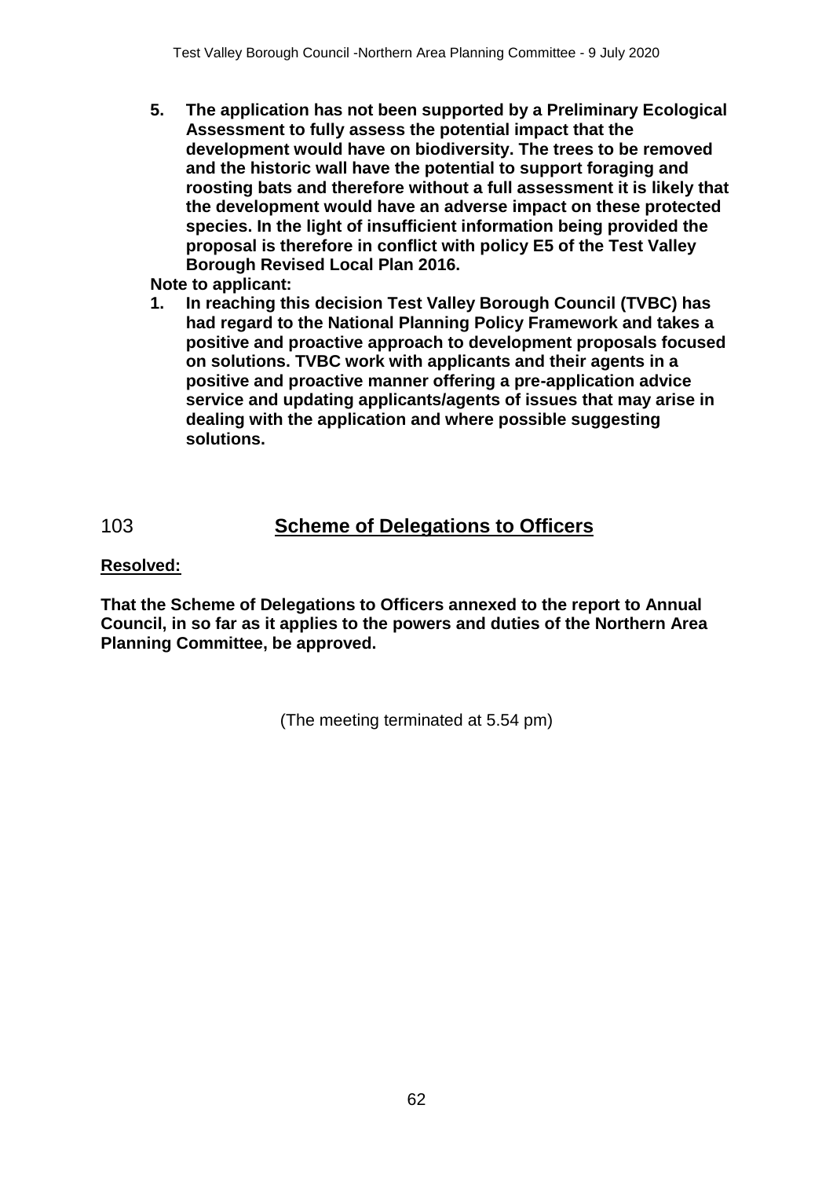**5. The application has not been supported by a Preliminary Ecological Assessment to fully assess the potential impact that the development would have on biodiversity. The trees to be removed and the historic wall have the potential to support foraging and roosting bats and therefore without a full assessment it is likely that the development would have an adverse impact on these protected species. In the light of insufficient information being provided the proposal is therefore in conflict with policy E5 of the Test Valley Borough Revised Local Plan 2016.**

**Note to applicant:**

**1. In reaching this decision Test Valley Borough Council (TVBC) has had regard to the National Planning Policy Framework and takes a positive and proactive approach to development proposals focused on solutions. TVBC work with applicants and their agents in a positive and proactive manner offering a pre-application advice service and updating applicants/agents of issues that may arise in dealing with the application and where possible suggesting solutions.**

## 103 Scheme of Delegations to Officers

**Resolved:**

**That the Scheme of Delegations to Officers annexed to the report to Annual Council, in so far as it applies to the powers and duties of the Northern Area Planning Committee, be approved.**

(The meeting terminated at 5.54 pm)